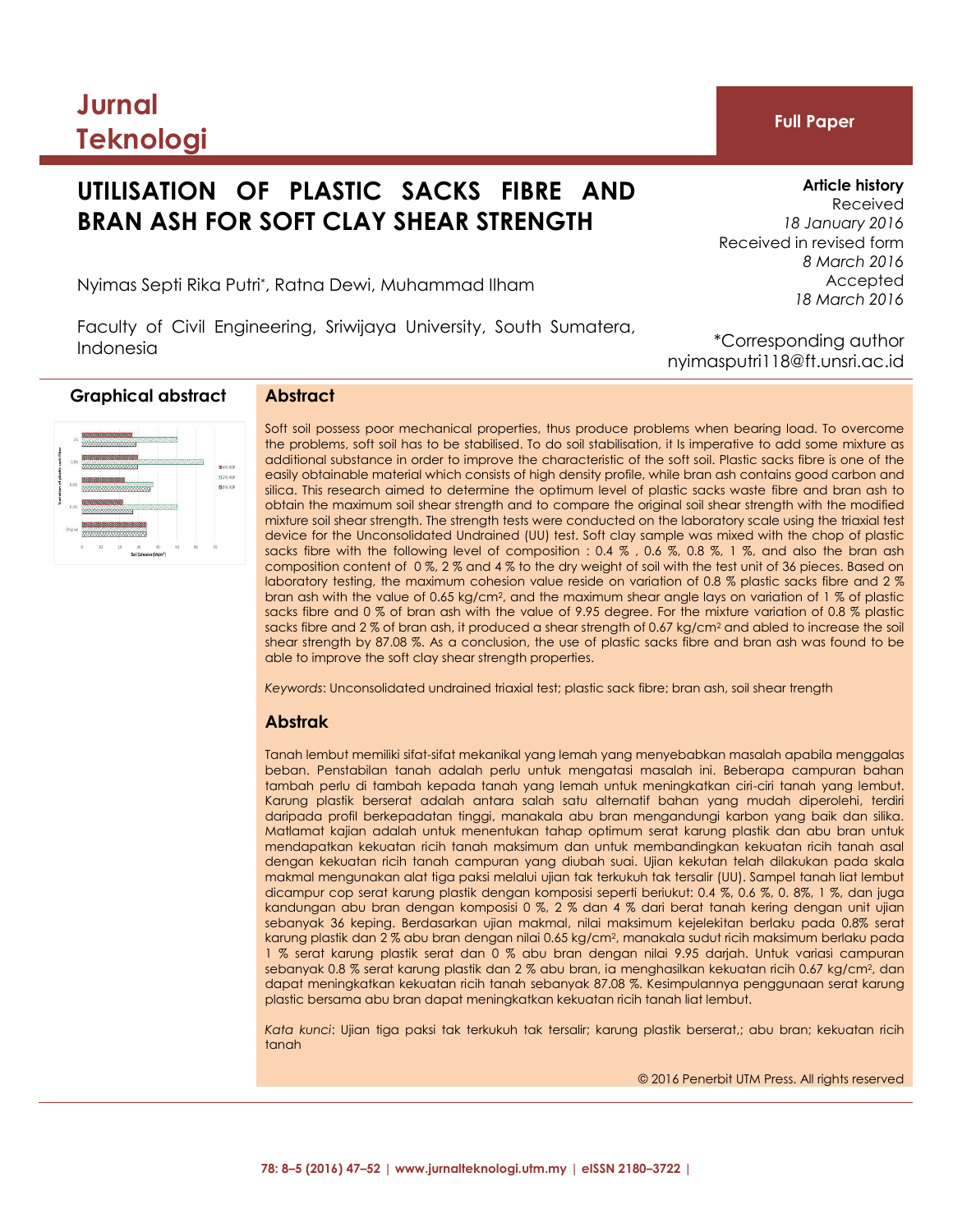# Jurnal Teknologi

**Full Paper**

## UTILISATION OF PLASTIC SACKS FIBRE AND BRAN ASH FOR SOFT CLAY SHEAR STRENGTH

Nyimas Septi Rika Putri*, Ratna Dewi, Muhammad Ilham

Faculty of Civil Engineering, Sriwijaya University, South Sumatera, Indonesia

**Article history**
Received
*18 January 2016*
Received in revised form
*8 March 2016*
Accepted
*18 March 2016*

*Corresponding author
nyimasputri118@ft.unsri.ac.id

### Graphical abstract

### Abstract

Soft soil possess poor mechanical properties, thus produce problems when bearing load. To overcome the problems, soft soil has to be stabilised. To do soil stabilisation, it Is imperative to add some mixture as additional substance in order to improve the characteristic of the soft soil. Plastic sacks fibre is one of the easily obtainable material which consists of high density profile, while bran ash contains good carbon and silica. This research aimed to determine the optimum level of plastic sacks waste fibre and bran ash to obtain the maximum soil shear strength and to compare the original soil shear strength with the modified mixture soil shear strength. The strength tests were conducted on the laboratory scale using the triaxial test device for the Unconsolidated Undrained (UU) test. Soft clay sample was mixed with the chop of plastic sacks fibre with the following level of composition : 0.4 % , 0.6 %, 0.8 %, 1 %, and also the bran ash composition content of 0 %, 2 % and 4 % to the dry weight of soil with the test unit of 36 pieces. Based on laboratory testing, the maximum cohesion value reside on variation of 0.8 % plastic sacks fibre and 2 % bran ash with the value of 0.65 kg/cm$^2$, and the maximum shear angle lays on variation of 1 % of plastic sacks fibre and 0 % of bran ash with the value of 9.95 degree. For the mixture variation of 0.8 % plastic sacks fibre and 2 % of bran ash, it produced a shear strength of 0.67 kg/cm$^2$ and abled to increase the soil shear strength by 87.08 %. As a conclusion, the use of plastic sacks fibre and bran ash was found to be able to improve the soft clay shear strength properties.

*Keywords*: Unconsolidated undrained triaxial test; plastic sack fibre; bran ash, soil shear trength

### Abstrak

Tanah lembut memiliki sifat-sifat mekanikal yang lemah yang menyebabkan masalah apabila menggalas beban. Penstabilan tanah adalah perlu untuk mengatasi masalah ini. Beberapa campuran bahan tambah perlu di tambah kepada tanah yang lemah untuk meningkatkan ciri-ciri tanah yang lembut. Karung plastik berserat adalah antara salah satu alternatif bahan yang mudah diperolehi, terdiri daripada profil berkepadatan tinggi, manakala abu bran mengandungi karbon yang baik dan silika. Matlamat kajian adalah untuk menentukan tahap optimum serat karung plastik dan abu bran untuk mendapatkan kekuatan ricih tanah maksimum dan untuk membandingkan kekuatan ricih tanah asal dengan kekuatan ricih tanah campuran yang diubah suai. Ujian kekutan telah dilakukan pada skala makmal mengunakan alat tiga paksi melalui ujian tak terkukuh tak tersalir (UU). Sampel tanah liat lembut dicampur cop serat karung plastik dengan komposisi seperti beriukut: 0.4 %, 0.6 %, 0. 8%, 1 %, dan juga kandungan abu bran dengan komposisi 0 %, 2 % dan 4 % dari berat tanah kering dengan unit ujian sebanyak 36 keping. Berdasarkan ujian makmal, nilai maksimum kejelekitan berlaku pada 0.8% serat karung plastik dan 2 % abu bran dengan nilai 0.65 kg/cm$^2$, manakala sudut ricih maksimum berlaku pada 1 % serat karung plastik serat dan 0 % abu bran dengan nilai 9.95 darjah. Untuk variasi campuran sebanyak 0.8 % serat karung plastik dan 2 % abu bran, ia menghasilkan kekuatan ricih 0.67 kg/cm$^2$, dan dapat meningkatkan kekuatan ricih tanah sebanyak 87.08 %. Kesimpulannya penggunaan serat karung plastic bersama abu bran dapat meningkatkan kekuatan ricih tanah liat lembut.

*Kata kunci*: Ujian tiga paksi tak terkukuh tak tersalir; karung plastik berserat,; abu bran; kekuatan ricih tanah

© 2016 Penerbit UTM Press. All rights reserved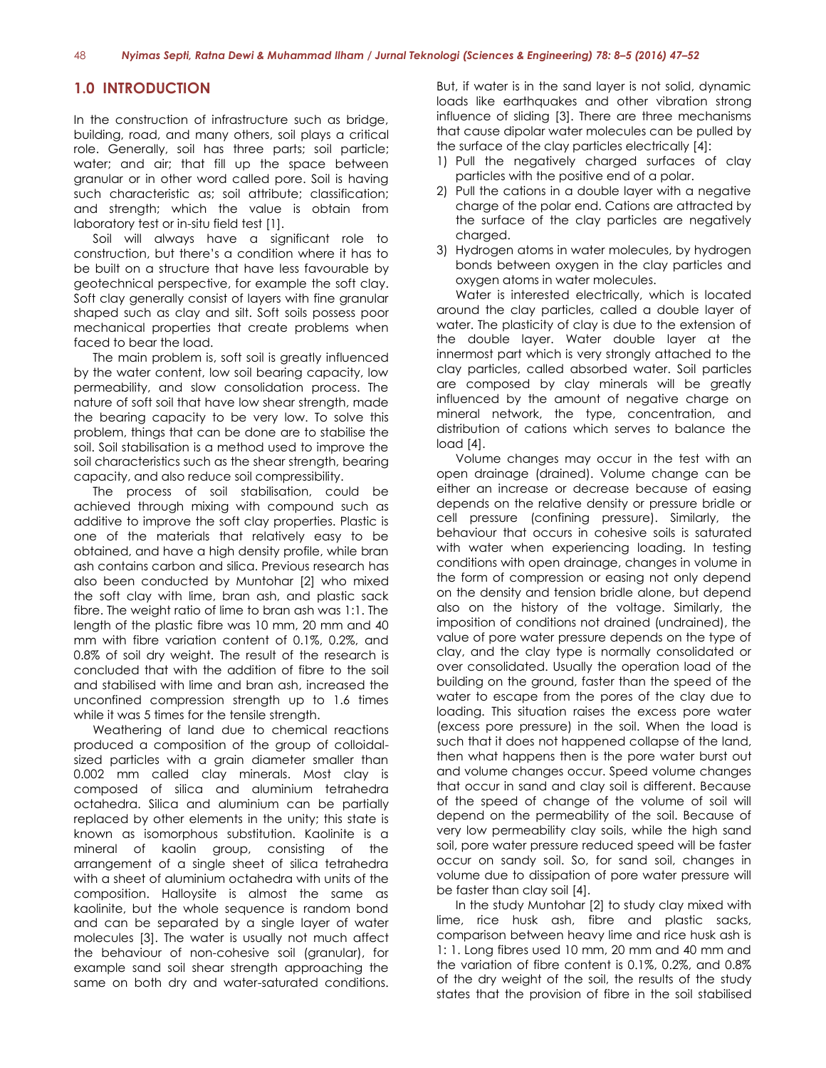## 1.0 INTRODUCTION

In the construction of infrastructure such as bridge, building, road, and many others, soil plays a critical role. Generally, soil has three parts; soil particle; water; and air; that fill up the space between granular or in other word called pore. Soil is having such characteristic as; soil attribute; classification; and strength; which the value is obtain from laboratory test or in-situ field test [1].

Soil will always have a significant role to construction, but there's a condition where it has to be built on a structure that have less favourable by geotechnical perspective, for example the soft clay. Soft clay generally consist of layers with fine granular shaped such as clay and silt. Soft soils possess poor mechanical properties that create problems when faced to bear the load.

The main problem is, soft soil is greatly influenced by the water content, low soil bearing capacity, low permeability, and slow consolidation process. The nature of soft soil that have low shear strength, made the bearing capacity to be very low. To solve this problem, things that can be done are to stabilise the soil. Soil stabilisation is a method used to improve the soil characteristics such as the shear strength, bearing capacity, and also reduce soil compressibility.

The process of soil stabilisation, could be achieved through mixing with compound such as additive to improve the soft clay properties. Plastic is one of the materials that relatively easy to be obtained, and have a high density profile, while bran ash contains carbon and silica. Previous research has also been conducted by Muntohar [2] who mixed the soft clay with lime, bran ash, and plastic sack fibre. The weight ratio of lime to bran ash was 1:1. The length of the plastic fibre was 10 mm, 20 mm and 40 mm with fibre variation content of 0.1%, 0.2%, and 0.8% of soil dry weight. The result of the research is concluded that with the addition of fibre to the soil and stabilised with lime and bran ash, increased the unconfined compression strength up to 1.6 times while it was 5 times for the tensile strength.

Weathering of land due to chemical reactions produced a composition of the group of colloidal-sized particles with a grain diameter smaller than 0.002 mm called clay minerals. Most clay is composed of silica and aluminium tetrahedra octahedra. Silica and aluminium can be partially replaced by other elements in the unity; this state is known as isomorphous substitution. Kaolinite is a mineral of kaolin group, consisting of the arrangement of a single sheet of silica tetrahedra with a sheet of aluminium octahedra with units of the composition. Halloysite is almost the same as kaolinite, but the whole sequence is random bond and can be separated by a single layer of water molecules [3]. The water is usually not much affect the behaviour of non-cohesive soil (granular), for example sand soil shear strength approaching the same on both dry and water-saturated conditions. But, if water is in the sand layer is not solid, dynamic loads like earthquakes and other vibration strong influence of sliding [3]. There are three mechanisms that cause dipolar water molecules can be pulled by the surface of the clay particles electrically [4]:

1) Pull the negatively charged surfaces of clay particles with the positive end of a polar.
2) Pull the cations in a double layer with a negative charge of the polar end. Cations are attracted by the surface of the clay particles are negatively charged.
3) Hydrogen atoms in water molecules, by hydrogen bonds between oxygen in the clay particles and oxygen atoms in water molecules.

Water is interested electrically, which is located around the clay particles, called a double layer of water. The plasticity of clay is due to the extension of the double layer. Water double layer at the innermost part which is very strongly attached to the clay particles, called absorbed water. Soil particles are composed by clay minerals will be greatly influenced by the amount of negative charge on mineral network, the type, concentration, and distribution of cations which serves to balance the load [4].

Volume changes may occur in the test with an open drainage (drained). Volume change can be either an increase or decrease because of easing depends on the relative density or pressure bridle or cell pressure (confining pressure). Similarly, the behaviour that occurs in cohesive soils is saturated with water when experiencing loading. In testing conditions with open drainage, changes in volume in the form of compression or easing not only depend on the density and tension bridle alone, but depend also on the history of the voltage. Similarly, the imposition of conditions not drained (undrained), the value of pore water pressure depends on the type of clay, and the clay type is normally consolidated or over consolidated. Usually the operation load of the building on the ground, faster than the speed of the water to escape from the pores of the clay due to loading. This situation raises the excess pore water (excess pore pressure) in the soil. When the load is such that it does not happened collapse of the land, then what happens then is the pore water burst out and volume changes occur. Speed volume changes that occur in sand and clay soil is different. Because of the speed of change of the volume of soil will depend on the permeability of the soil. Because of very low permeability clay soils, while the high sand soil, pore water pressure reduced speed will be faster occur on sandy soil. So, for sand soil, changes in volume due to dissipation of pore water pressure will be faster than clay soil [4].

In the study Muntohar [2] to study clay mixed with lime, rice husk ash, fibre and plastic sacks, comparison between heavy lime and rice husk ash is 1: 1. Long fibres used 10 mm, 20 mm and 40 mm and the variation of fibre content is 0.1%, 0.2%, and 0.8% of the dry weight of the soil, the results of the study states that the provision of fibre in the soil stabilised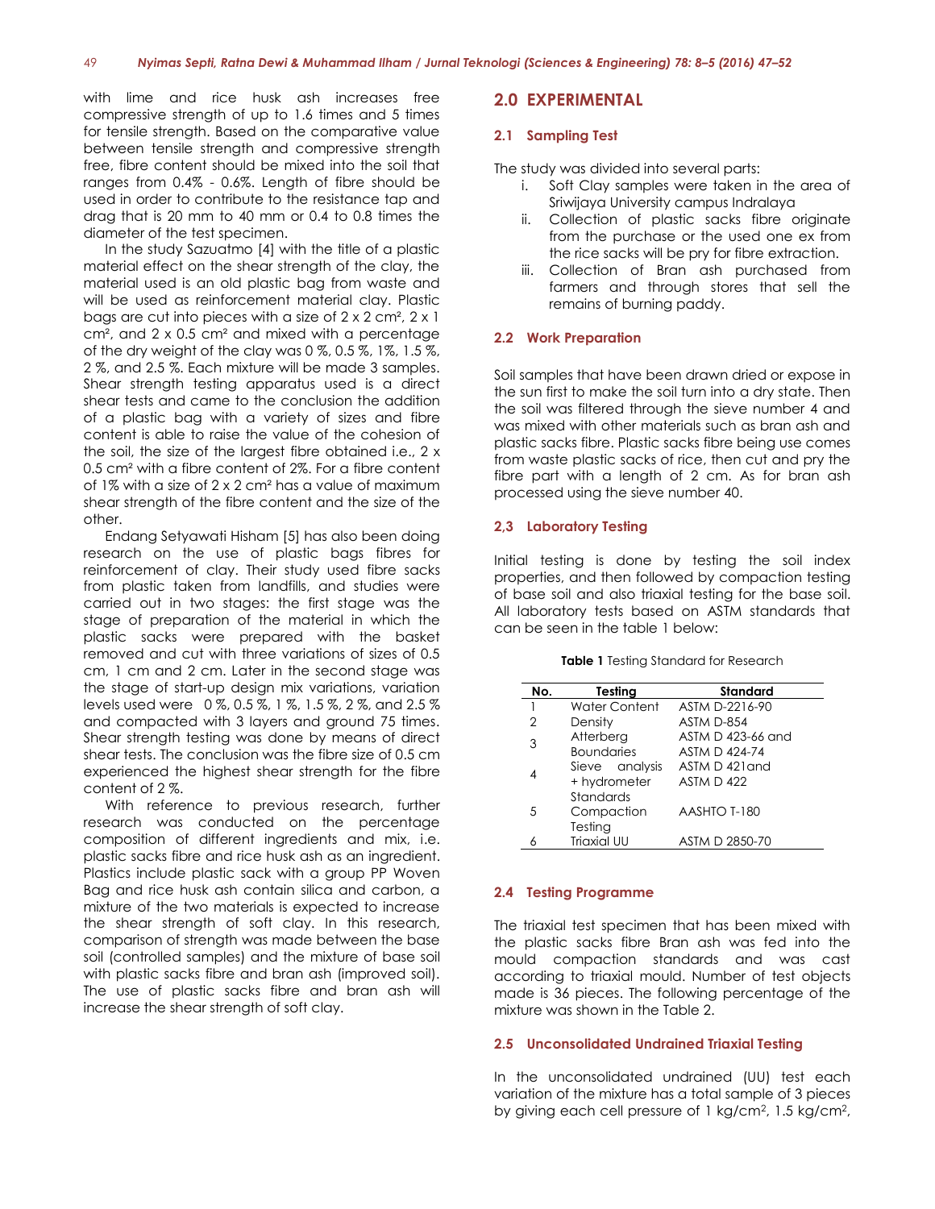with lime and rice husk ash increases free compressive strength of up to 1.6 times and 5 times for tensile strength. Based on the comparative value between tensile strength and compressive strength free, fibre content should be mixed into the soil that ranges from 0.4% - 0.6%. Length of fibre should be used in order to contribute to the resistance tap and drag that is 20 mm to 40 mm or 0.4 to 0.8 times the diameter of the test specimen.

In the study Sazuatmo [4] with the title of a plastic material effect on the shear strength of the clay, the material used is an old plastic bag from waste and will be used as reinforcement material clay. Plastic bags are cut into pieces with a size of 2 x 2 cm², 2 x 1 cm², and 2 x 0.5 cm² and mixed with a percentage of the dry weight of the clay was 0 %, 0.5 %, 1%, 1.5 %, 2 %, and 2.5 %. Each mixture will be made 3 samples. Shear strength testing apparatus used is a direct shear tests and came to the conclusion the addition of a plastic bag with a variety of sizes and fibre content is able to raise the value of the cohesion of the soil, the size of the largest fibre obtained i.e., 2 x 0.5 cm² with a fibre content of 2%. For a fibre content of 1% with a size of 2 x 2 cm² has a value of maximum shear strength of the fibre content and the size of the other.

Endang Setyawati Hisham [5] has also been doing research on the use of plastic bags fibres for reinforcement of clay. Their study used fibre sacks from plastic taken from landfills, and studies were carried out in two stages: the first stage was the stage of preparation of the material in which the plastic sacks were prepared with the basket removed and cut with three variations of sizes of 0.5 cm, 1 cm and 2 cm. Later in the second stage was the stage of start-up design mix variations, variation levels used were 0 %, 0.5 %, 1 %, 1.5 %, 2 %, and 2.5 % and compacted with 3 layers and ground 75 times. Shear strength testing was done by means of direct shear tests. The conclusion was the fibre size of 0.5 cm experienced the highest shear strength for the fibre content of 2 %.

With reference to previous research, further research was conducted on the percentage composition of different ingredients and mix, i.e. plastic sacks fibre and rice husk ash as an ingredient. Plastics include plastic sack with a group PP Woven Bag and rice husk ash contain silica and carbon, a mixture of the two materials is expected to increase the shear strength of soft clay. In this research, comparison of strength was made between the base soil (controlled samples) and the mixture of base soil with plastic sacks fibre and bran ash (improved soil). The use of plastic sacks fibre and bran ash will increase the shear strength of soft clay.

## 2.0 EXPERIMENTAL

### 2.1 Sampling Test

The study was divided into several parts:

i. Soft Clay samples were taken in the area of Sriwijaya University campus Indralaya
ii. Collection of plastic sacks fibre originate from the purchase or the used one ex from the rice sacks will be pry for fibre extraction.
iii. Collection of Bran ash purchased from farmers and through stores that sell the remains of burning paddy.

### 2.2 Work Preparation

Soil samples that have been drawn dried or expose in the sun first to make the soil turn into a dry state. Then the soil was filtered through the sieve number 4 and was mixed with other materials such as bran ash and plastic sacks fibre. Plastic sacks fibre being use comes from waste plastic sacks of rice, then cut and pry the fibre part with a length of 2 cm. As for bran ash processed using the sieve number 40.

### 2,3 Laboratory Testing

Initial testing is done by testing the soil index properties, and then followed by compaction testing of base soil and also triaxial testing for the base soil. All laboratory tests based on ASTM standards that can be seen in the table 1 below:

**Table 1** Testing Standard for Research

| No. | Testing | Standard |
|---|---|---|
| 1 | Water Content | ASTM D-2216-90 |
| 2 | Density | ASTM D-854 |
| 3 | Atterberg Boundaries | ASTM D 423-66 and ASTM D 424-74 |
| 4 | Sieve analysis + hydrometer Standards | ASTM D 421and ASTM D 422 |
| 5 | Compaction Testing | AASHTO T-180 |
| 6 | Triaxial UU | ASTM D 2850-70 |

### 2.4 Testing Programme

The triaxial test specimen that has been mixed with the plastic sacks fibre Bran ash was fed into the mould compaction standards and was cast according to triaxial mould. Number of test objects made is 36 pieces. The following percentage of the mixture was shown in the Table 2.

### 2.5 Unconsolidated Undrained Triaxial Testing

In the unconsolidated undrained (UU) test each variation of the mixture has a total sample of 3 pieces by giving each cell pressure of 1 kg/cm², 1.5 kg/cm²,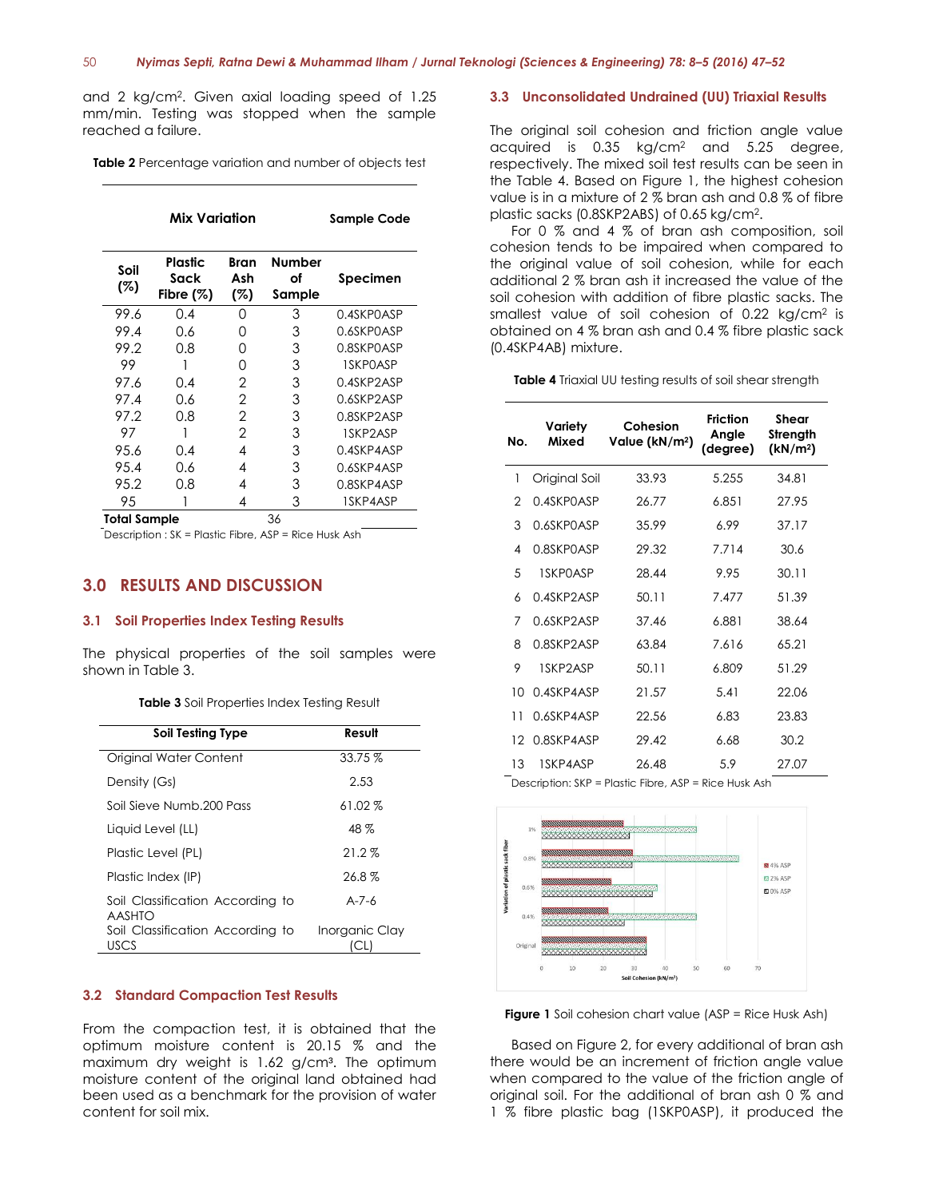and 2 kg/cm². Given axial loading speed of 1.25 mm/min. Testing was stopped when the sample reached a failure.

**Table 2** Percentage variation and number of objects test

| Mix Variation | | | | Sample Code |
|---|---|---|---|---|
| Soil (%) | Plastic Sack Fibre (%) | Bran Ash (%) | Number of Sample | Specimen |
| 99.6 | 0.4 | 0 | 3 | 0.4SKP0ASP |
| 99.4 | 0.6 | 0 | 3 | 0.6SKP0ASP |
| 99.2 | 0.8 | 0 | 3 | 0.8SKP0ASP |
| 99 | 1 | 0 | 3 | 1SKP0ASP |
| 97.6 | 0.4 | 2 | 3 | 0.4SKP2ASP |
| 97.4 | 0.6 | 2 | 3 | 0.6SKP2ASP |
| 97.2 | 0.8 | 2 | 3 | 0.8SKP2ASP |
| 97 | 1 | 2 | 3 | 1SKP2ASP |
| 95.6 | 0.4 | 4 | 3 | 0.4SKP4ASP |
| 95.4 | 0.6 | 4 | 3 | 0.6SKP4ASP |
| 95.2 | 0.8 | 4 | 3 | 0.8SKP4ASP |
| 95 | 1 | 4 | 3 | 1SKP4ASP |
| **Total Sample** | | | 36 | |

Description : SK = Plastic Fibre, ASP = Rice Husk Ash

# 3.0 RESULTS AND DISCUSSION

## 3.1 Soil Properties Index Testing Results

The physical properties of the soil samples were shown in Table 3.

**Table 3** Soil Properties Index Testing Result

| Soil Testing Type | Result |
|---|---|
| Original Water Content | 33.75 % |
| Density (Gs) | 2.53 |
| Soil Sieve Numb.200 Pass | 61.02 % |
| Liquid Level (LL) | 48 % |
| Plastic Level (PL) | 21.2 % |
| Plastic Index (IP) | 26.8 % |
| Soil Classification According to AASHTO | A-7-6 |
| Soil Classification According to USCS | Inorganic Clay (CL) |

## 3.2 Standard Compaction Test Results

From the compaction test, it is obtained that the optimum moisture content is 20.15 % and the maximum dry weight is 1.62 g/cm³. The optimum moisture content of the original land obtained had been used as a benchmark for the provision of water content for soil mix.

## 3.3 Unconsolidated Undrained (UU) Triaxial Results

The original soil cohesion and friction angle value acquired is 0.35 kg/cm² and 5.25 degree, respectively. The mixed soil test results can be seen in the Table 4. Based on Figure 1, the highest cohesion value is in a mixture of 2 % bran ash and 0.8 % of fibre plastic sacks (0.8SKP2ABS) of 0.65 kg/cm².

For 0 % and 4 % of bran ash composition, soil cohesion tends to be impaired when compared to the original value of soil cohesion, while for each additional 2 % bran ash it increased the value of the soil cohesion with addition of fibre plastic sacks. The smallest value of soil cohesion of 0.22 kg/cm² is obtained on 4 % bran ash and 0.4 % fibre plastic sack (0.4SKP4AB) mixture.

**Table 4** Triaxial UU testing results of soil shear strength

| No. | Variety Mixed | Cohesion Value (kN/m²) | Friction Angle (degree) | Shear Strength (kN/m²) |
|---|---|---|---|---|
| 1 | Original Soil | 33.93 | 5.255 | 34.81 |
| 2 | 0.4SKP0ASP | 26.77 | 6.851 | 27.95 |
| 3 | 0.6SKP0ASP | 35.99 | 6.99 | 37.17 |
| 4 | 0.8SKP0ASP | 29.32 | 7.714 | 30.6 |
| 5 | 1SKP0ASP | 28.44 | 9.95 | 30.11 |
| 6 | 0.4SKP2ASP | 50.11 | 7.477 | 51.39 |
| 7 | 0.6SKP2ASP | 37.46 | 6.881 | 38.64 |
| 8 | 0.8SKP2ASP | 63.84 | 7.616 | 65.21 |
| 9 | 1SKP2ASP | 50.11 | 6.809 | 51.29 |
| 10 | 0.4SKP4ASP | 21.57 | 5.41 | 22.06 |
| 11 | 0.6SKP4ASP | 22.56 | 6.83 | 23.83 |
| 12 | 0.8SKP4ASP | 29.42 | 6.68 | 30.2 |
| 13 | 1SKP4ASP | 26.48 | 5.9 | 27.07 |

Description: SKP = Plastic Fibre, ASP = Rice Husk Ash

**Figure 1** Soil cohesion chart value (ASP = Rice Husk Ash)

Based on Figure 2, for every additional of bran ash there would be an increment of friction angle value when compared to the value of the friction angle of original soil. For the additional of bran ash 0 % and 1 % fibre plastic bag (1SKP0ASP), it produced the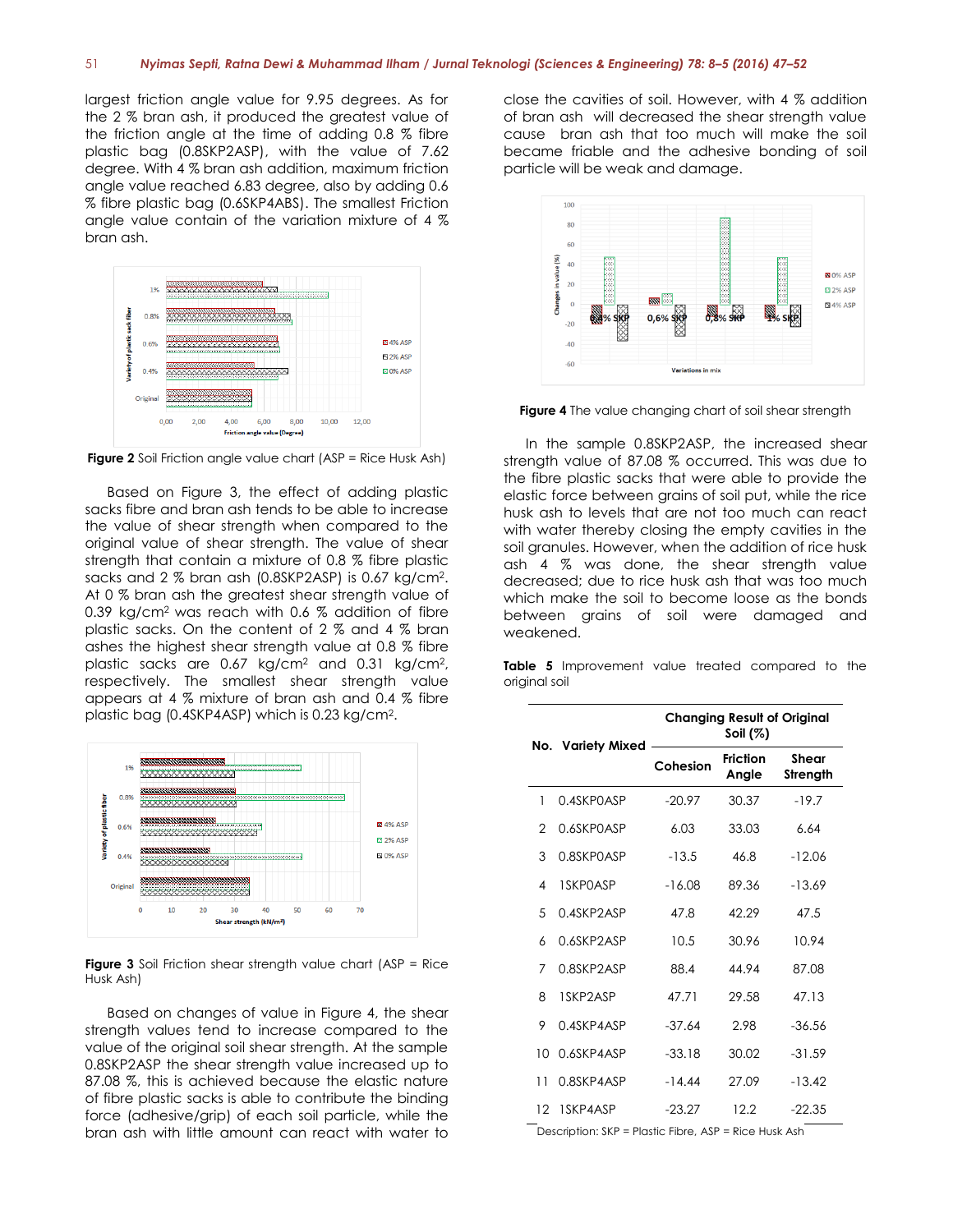largest friction angle value for 9.95 degrees. As for the 2 % bran ash, it produced the greatest value of the friction angle at the time of adding 0.8 % fibre plastic bag (0.8SKP2ASP), with the value of 7.62 degree. With 4 % bran ash addition, maximum friction angle value reached 6.83 degree, also by adding 0.6 % fibre plastic bag (0.6SKP4ABS). The smallest Friction angle value contain of the variation mixture of 4 % bran ash.

**Figure 2** Soil Friction angle value chart (ASP = Rice Husk Ash)

Based on Figure 3, the effect of adding plastic sacks fibre and bran ash tends to be able to increase the value of shear strength when compared to the original value of shear strength. The value of shear strength that contain a mixture of 0.8 % fibre plastic sacks and 2 % bran ash (0.8SKP2ASP) is 0.67 kg/cm$^2$. At 0 % bran ash the greatest shear strength value of 0.39 kg/cm$^2$ was reach with 0.6 % addition of fibre plastic sacks. On the content of 2 % and 4 % bran ashes the highest shear strength value at 0.8 % fibre plastic sacks are 0.67 kg/cm$^2$ and 0.31 kg/cm$^2$, respectively. The smallest shear strength value appears at 4 % mixture of bran ash and 0.4 % fibre plastic bag (0.4SKP4ASP) which is 0.23 kg/cm$^2$.

**Figure 3** Soil Friction shear strength value chart (ASP = Rice Husk Ash)

Based on changes of value in Figure 4, the shear strength values tend to increase compared to the value of the original soil shear strength. At the sample 0.8SKP2ASP the shear strength value increased up to 87.08 %, this is achieved because the elastic nature of fibre plastic sacks is able to contribute the binding force (adhesive/grip) of each soil particle, while the bran ash with little amount can react with water to close the cavities of soil. However, with 4 % addition of bran ash will decreased the shear strength value cause bran ash that too much will make the soil became friable and the adhesive bonding of soil particle will be weak and damage.

**Figure 4** The value changing chart of soil shear strength

In the sample 0.8SKP2ASP, the increased shear strength value of 87.08 % occurred. This was due to the fibre plastic sacks that were able to provide the elastic force between grains of soil put, while the rice husk ash to levels that are not too much can react with water thereby closing the empty cavities in the soil granules. However, when the addition of rice husk ash 4 % was done, the shear strength value decreased; due to rice husk ash that was too much which make the soil to become loose as the bonds between grains of soil were damaged and weakened.

**Table 5** Improvement value treated compared to the original soil

| No. | Variety Mixed | Changing Result of Original Soil (%) | | |
|---|---|---|---|---|
| | | Cohesion | Friction Angle | Shear Strength |
| 1 | 0.4SKP0ASP | -20.97 | 30.37 | -19.7 |
| 2 | 0.6SKP0ASP | 6.03 | 33.03 | 6.64 |
| 3 | 0.8SKP0ASP | -13.5 | 46.8 | -12.06 |
| 4 | 1SKP0ASP | -16.08 | 89.36 | -13.69 |
| 5 | 0.4SKP2ASP | 47.8 | 42.29 | 47.5 |
| 6 | 0.6SKP2ASP | 10.5 | 30.96 | 10.94 |
| 7 | 0.8SKP2ASP | 88.4 | 44.94 | 87.08 |
| 8 | 1SKP2ASP | 47.71 | 29.58 | 47.13 |
| 9 | 0.4SKP4ASP | -37.64 | 2.98 | -36.56 |
| 10 | 0.6SKP4ASP | -33.18 | 30.02 | -31.59 |
| 11 | 0.8SKP4ASP | -14.44 | 27.09 | -13.42 |
| 12 | 1SKP4ASP | -23.27 | 12.2 | -22.35 |

Description: SKP = Plastic Fibre, ASP = Rice Husk Ash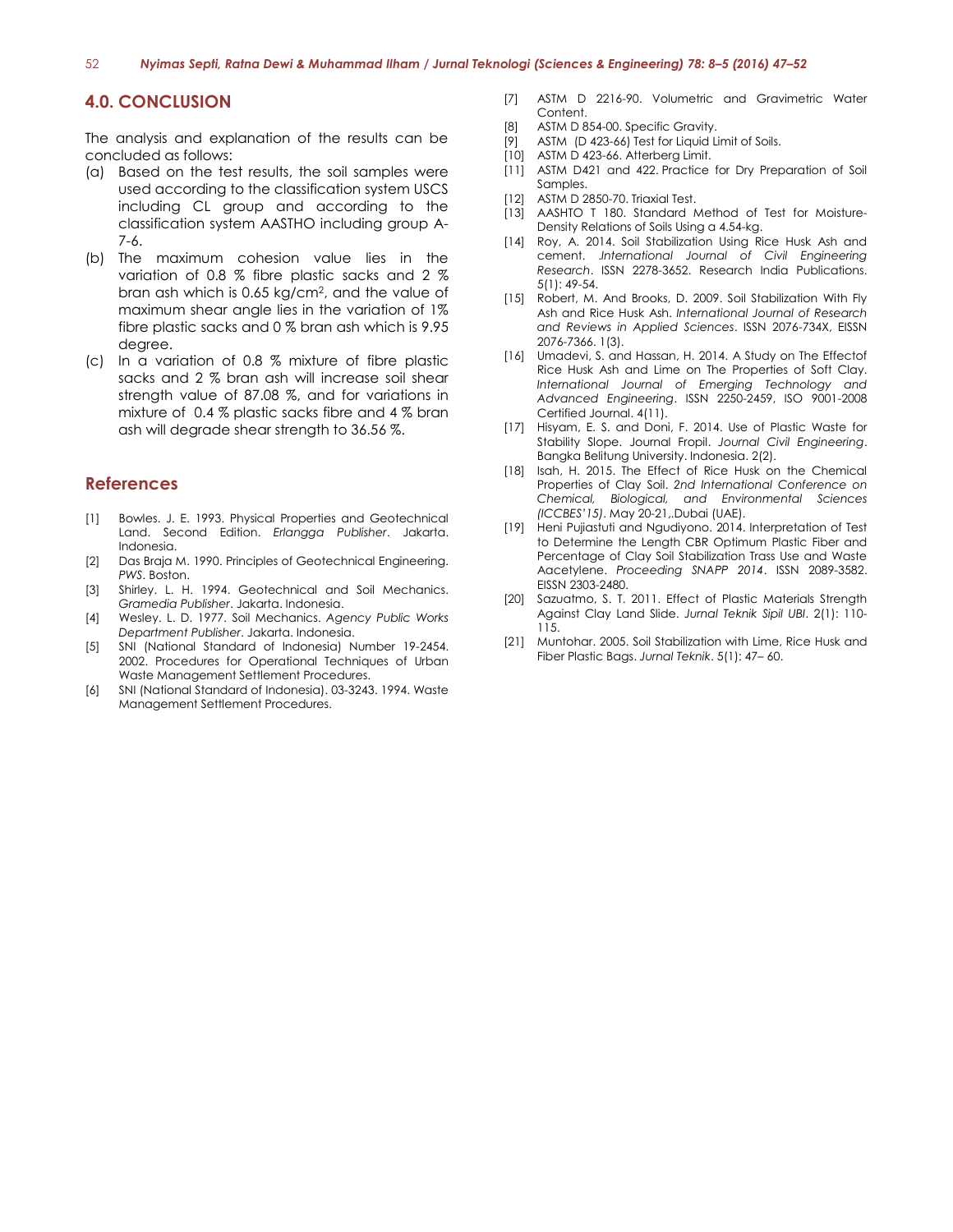## 4.0. CONCLUSION

The analysis and explanation of the results can be concluded as follows:

(a) Based on the test results, the soil samples were used according to the classification system USCS including CL group and according to the classification system AASTHO including group A-7-6.

(b) The maximum cohesion value lies in the variation of 0.8 % fibre plastic sacks and 2 % bran ash which is 0.65 kg/cm$^2$, and the value of maximum shear angle lies in the variation of 1% fibre plastic sacks and 0 % bran ash which is 9.95 degree.

(c) In a variation of 0.8 % mixture of fibre plastic sacks and 2 % bran ash will increase soil shear strength value of 87.08 %, and for variations in mixture of 0.4 % plastic sacks fibre and 4 % bran ash will degrade shear strength to 36.56 %.

## References

[1] Bowles. J. E. 1993. Physical Properties and Geotechnical Land. Second Edition. *Erlangga Publisher*. Jakarta. Indonesia.

[2] Das Braja M. 1990. Principles of Geotechnical Engineering. *PWS*. Boston.

[3] Shirley. L. H. 1994. Geotechnical and Soil Mechanics. *Gramedia Publisher*. Jakarta. Indonesia.

[4] Wesley. L. D. 1977. Soil Mechanics. *Agency Public Works Department Publisher*. Jakarta. Indonesia.

[5] SNI (National Standard of Indonesia) Number 19-2454. 2002. Procedures for Operational Techniques of Urban Waste Management Settlement Procedures.

[6] SNI (National Standard of Indonesia). 03-3243. 1994. Waste Management Settlement Procedures.

[7] ASTM D 2216-90. Volumetric and Gravimetric Water Content.

[8] ASTM D 854-00. Specific Gravity.

[9] ASTM (D 423-66) Test for Liquid Limit of Soils.

[10] ASTM D 423-66. Atterberg Limit.

[11] ASTM D421 and 422. Practice for Dry Preparation of Soil Samples.

[12] ASTM D 2850-70. Triaxial Test.

[13] AASHTO T 180. Standard Method of Test for Moisture-Density Relations of Soils Using a 4.54-kg.

[14] Roy, A. 2014. Soil Stabilization Using Rice Husk Ash and cement. *.International Journal of Civil Engineering Research*. ISSN 2278-3652. Research India Publications. 5(1): 49-54.

[15] Robert, M. And Brooks, D. 2009. Soil Stabilization With Fly Ash and Rice Husk Ash. *International Journal of Research and Reviews in Applied Sciences*. ISSN 2076-734X, EISSN 2076-7366. 1(3).

[16] Umadevi, S. and Hassan, H. 2014. A Study on The Effectof Rice Husk Ash and Lime on The Properties of Soft Clay. *International Journal of Emerging Technology and Advanced Engineering*. ISSN 2250-2459, ISO 9001-2008 Certified Journal. 4(11).

[17] Hisyam, E. S. and Doni, F. 2014. Use of Plastic Waste for Stability Slope. Journal Fropil. *Journal Civil Engineering*. Bangka Belitung University. Indonesia. 2(2).

[18] Isah, H. 2015. The Effect of Rice Husk on the Chemical Properties of Clay Soil. *2nd International Conference on Chemical, Biological, and Environmental Sciences (ICCBES'15)*. May 20-21,.Dubai (UAE).

[19] Heni Pujiastuti and Ngudiyono. 2014. Interpretation of Test to Determine the Length CBR Optimum Plastic Fiber and Percentage of Clay Soil Stabilization Trass Use and Waste Aacetylene. *Proceeding SNAPP 2014*. ISSN 2089-3582. EISSN 2303-2480.

[20] Sazuatmo, S. T. 2011. Effect of Plastic Materials Strength Against Clay Land Slide. *Jurnal Teknik Sipil UBI*. 2(1): 110-115.

[21] Muntohar. 2005. Soil Stabilization with Lime, Rice Husk and Fiber Plastic Bags. *Jurnal Teknik*. 5(1): 47– 60.